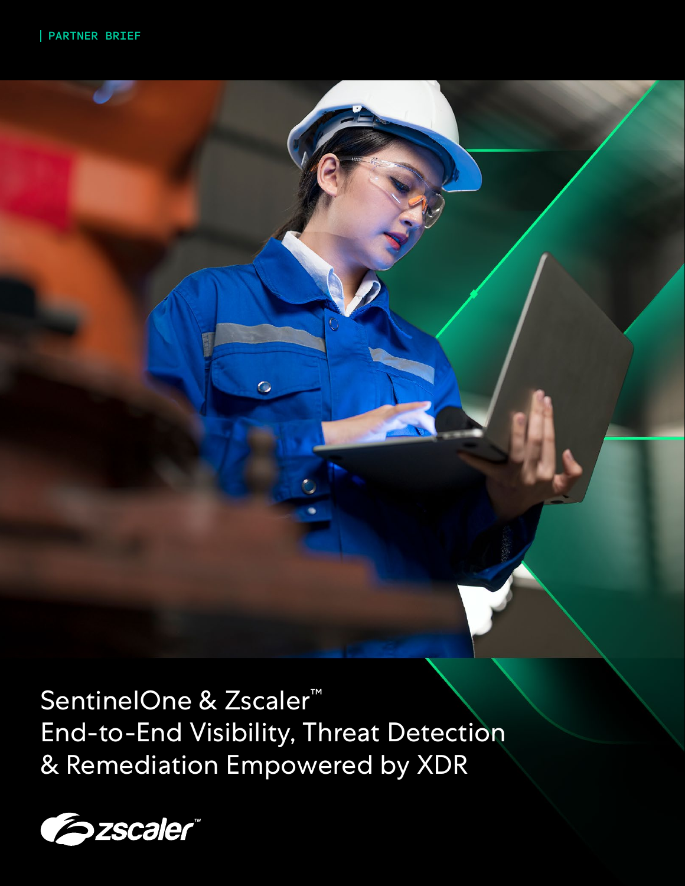PARTNER BRIEF

# SentinelOne & Zscaler™ End-to-End Visibility, Threat Detection & Remediation Empowered by XDR

zscaler™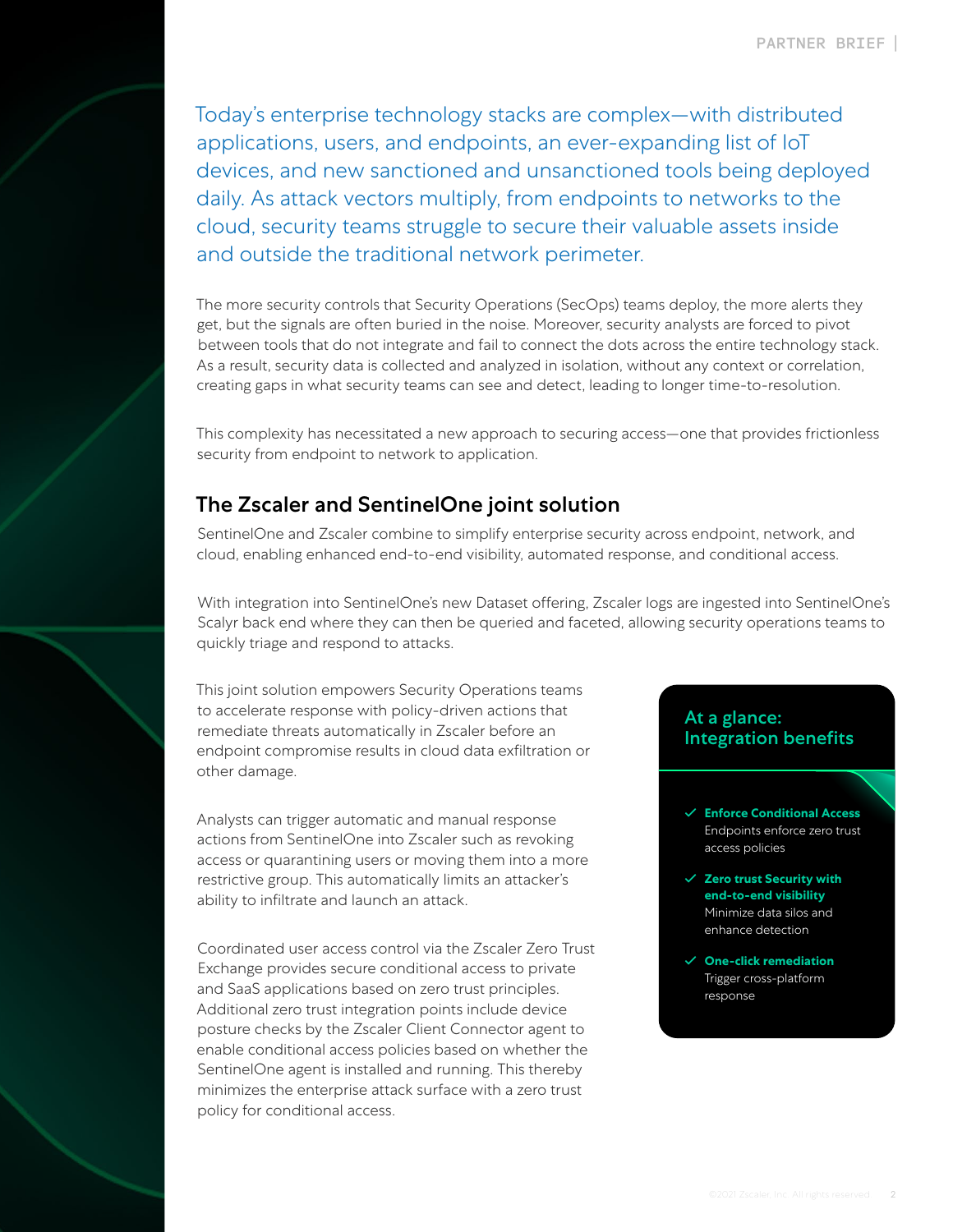Today's enterprise technology stacks are complex—with distributed applications, users, and endpoints, an ever-expanding list of IoT devices, and new sanctioned and unsanctioned tools being deployed daily. As attack vectors multiply, from endpoints to networks to the cloud, security teams struggle to secure their valuable assets inside and outside the traditional network perimeter.

The more security controls that Security Operations (SecOps) teams deploy, the more alerts they get, but the signals are often buried in the noise. Moreover, security analysts are forced to pivot between tools that do not integrate and fail to connect the dots across the entire technology stack. As a result, security data is collected and analyzed in isolation, without any context or correlation, creating gaps in what security teams can see and detect, leading to longer time-to-resolution.

This complexity has necessitated a new approach to securing access—one that provides frictionless security from endpoint to network to application.

## The Zscaler and SentinelOne joint solution

SentinelOne and Zscaler combine to simplify enterprise security across endpoint, network, and cloud, enabling enhanced end-to-end visibility, automated response, and conditional access.

With integration into SentinelOne's new Dataset offering, Zscaler logs are ingested into SentinelOne's Scalyr back end where they can then be queried and faceted, allowing security operations teams to quickly triage and respond to attacks.

This joint solution empowers Security Operations teams to accelerate response with policy-driven actions that remediate threats automatically in Zscaler before an endpoint compromise results in cloud data exfiltration or other damage.

Analysts can trigger automatic and manual response actions from SentinelOne into Zscaler such as revoking access or quarantining users or moving them into a more restrictive group. This automatically limits an attacker's ability to infiltrate and launch an attack.

Coordinated user access control via the Zscaler Zero Trust Exchange provides secure conditional access to private and SaaS applications based on zero trust principles. Additional zero trust integration points include device posture checks by the Zscaler Client Connector agent to enable conditional access policies based on whether the SentinelOne agent is installed and running. This thereby minimizes the enterprise attack surface with a zero trust policy for conditional access.

### At a glance: Integration benefits

- **Enforce Conditional Access**
  Endpoints enforce zero trust access policies
- **Zero trust Security with end-to-end visibility**
  Minimize data silos and enhance detection
- **One-click remediation**
  Trigger cross-platform response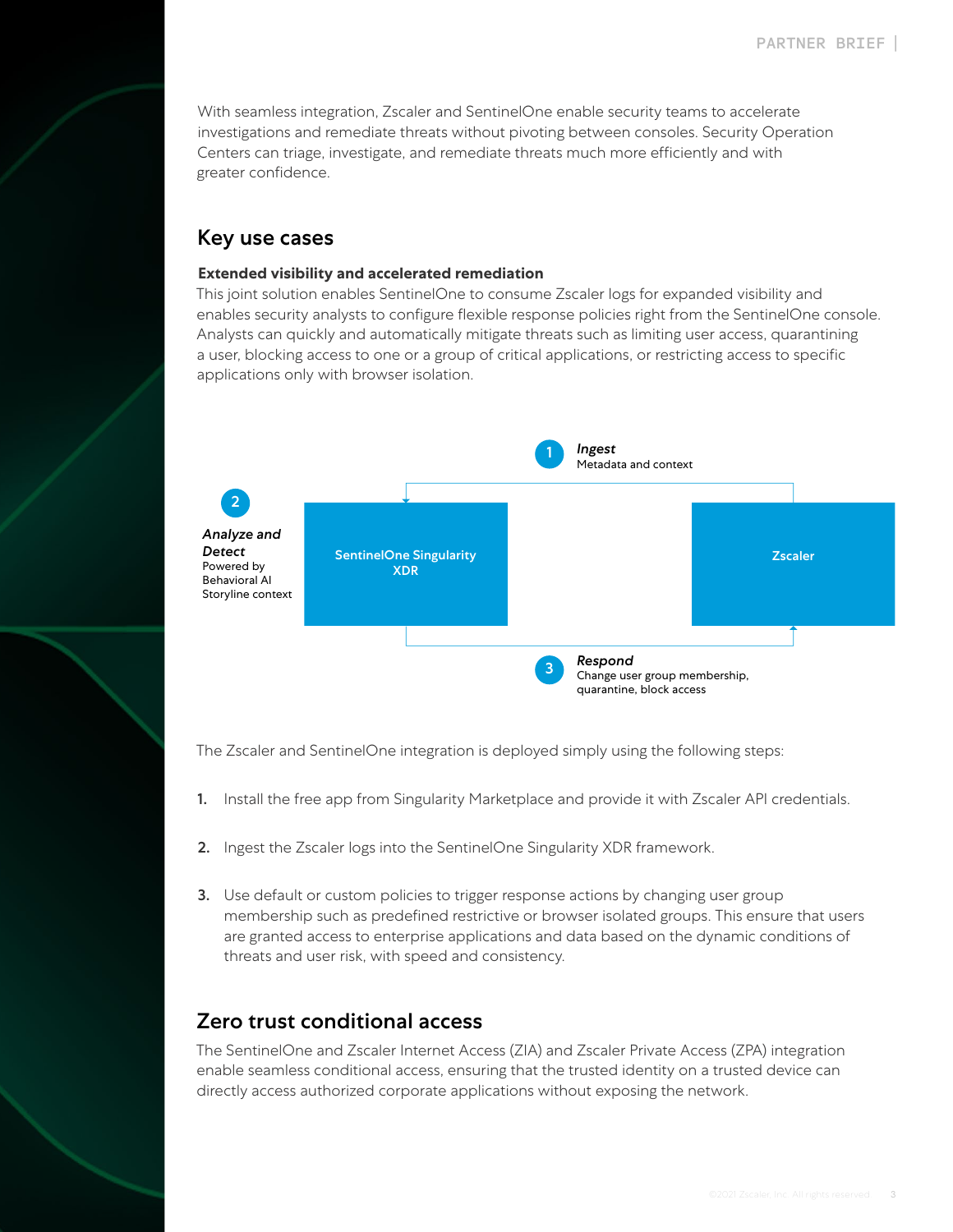With seamless integration, Zscaler and SentinelOne enable security teams to accelerate investigations and remediate threats without pivoting between consoles. Security Operation Centers can triage, investigate, and remediate threats much more efficiently and with greater confidence.

## Key use cases

**Extended visibility and accelerated remediation**

This joint solution enables SentinelOne to consume Zscaler logs for expanded visibility and enables security analysts to configure flexible response policies right from the SentinelOne console. Analysts can quickly and automatically mitigate threats such as limiting user access, quarantining a user, blocking access to one or a group of critical applications, or restricting access to specific applications only with browser isolation.

1 *Ingest*
Metadata and context

2 *Analyze and Detect*
Powered by Behavioral AI Storyline context

SentinelOne Singularity XDR

Zscaler

3 *Respond*
Change user group membership, quarantine, block access

The Zscaler and SentinelOne integration is deployed simply using the following steps:

1. Install the free app from Singularity Marketplace and provide it with Zscaler API credentials.
2. Ingest the Zscaler logs into the SentinelOne Singularity XDR framework.
3. Use default or custom policies to trigger response actions by changing user group membership such as predefined restrictive or browser isolated groups. This ensure that users are granted access to enterprise applications and data based on the dynamic conditions of threats and user risk, with speed and consistency.

## Zero trust conditional access

The SentinelOne and Zscaler Internet Access (ZIA) and Zscaler Private Access (ZPA) integration enable seamless conditional access, ensuring that the trusted identity on a trusted device can directly access authorized corporate applications without exposing the network.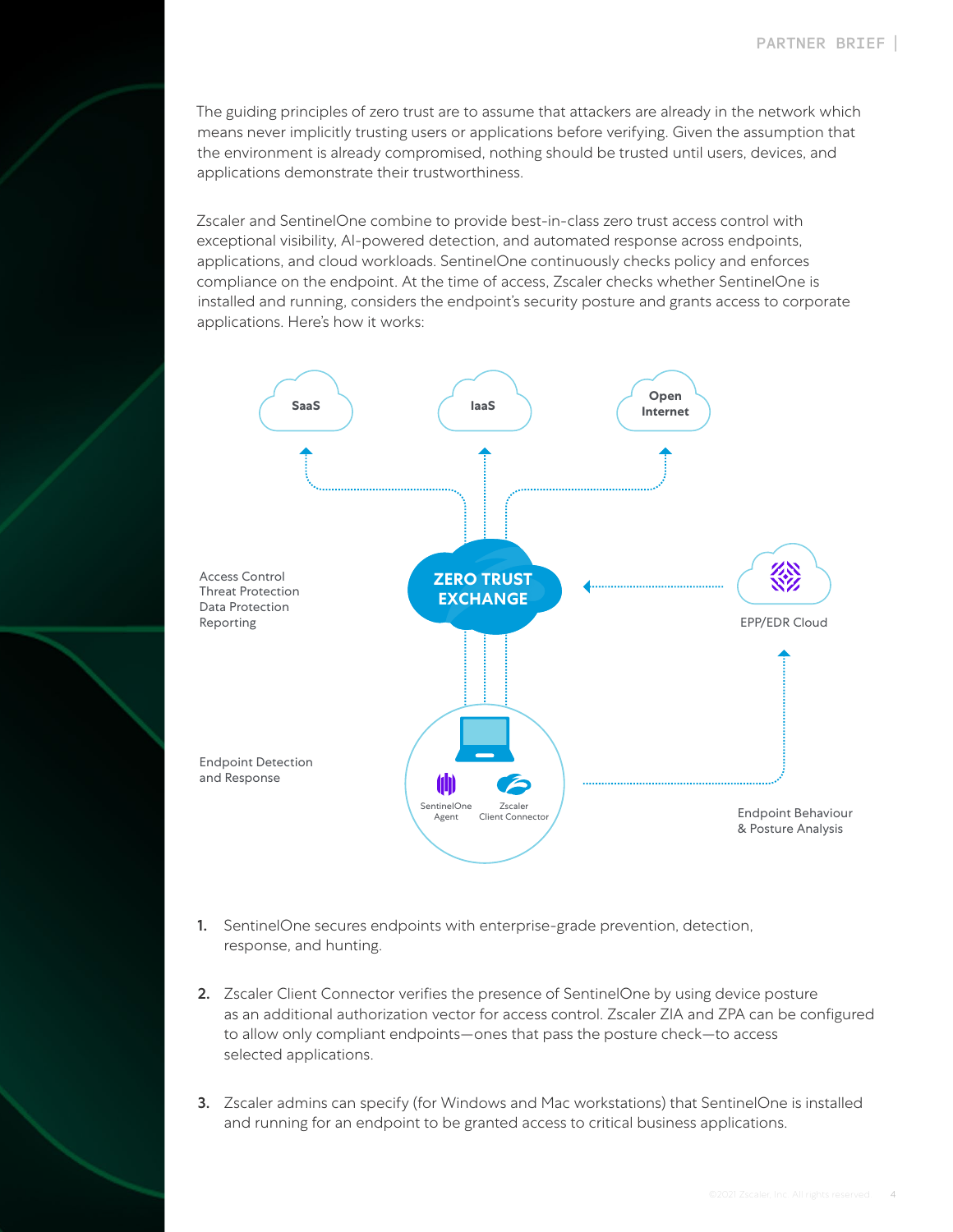The guiding principles of zero trust are to assume that attackers are already in the network which means never implicitly trusting users or applications before verifying. Given the assumption that the environment is already compromised, nothing should be trusted until users, devices, and applications demonstrate their trustworthiness.

Zscaler and SentinelOne combine to provide best-in-class zero trust access control with exceptional visibility, AI-powered detection, and automated response across endpoints, applications, and cloud workloads. SentinelOne continuously checks policy and enforces compliance on the endpoint. At the time of access, Zscaler checks whether SentinelOne is installed and running, considers the endpoint's security posture and grants access to corporate applications. Here's how it works:

SaaS

IaaS

Open Internet

Access Control
Threat Protection
Data Protection
Reporting

ZERO TRUST EXCHANGE

EPP/EDR Cloud

Endpoint Detection and Response

SentinelOne Agent

Zscaler Client Connector

Endpoint Behaviour & Posture Analysis

1. SentinelOne secures endpoints with enterprise-grade prevention, detection, response, and hunting.

2. Zscaler Client Connector verifies the presence of SentinelOne by using device posture as an additional authorization vector for access control. Zscaler ZIA and ZPA can be configured to allow only compliant endpoints—ones that pass the posture check—to access selected applications.

3. Zscaler admins can specify (for Windows and Mac workstations) that SentinelOne is installed and running for an endpoint to be granted access to critical business applications.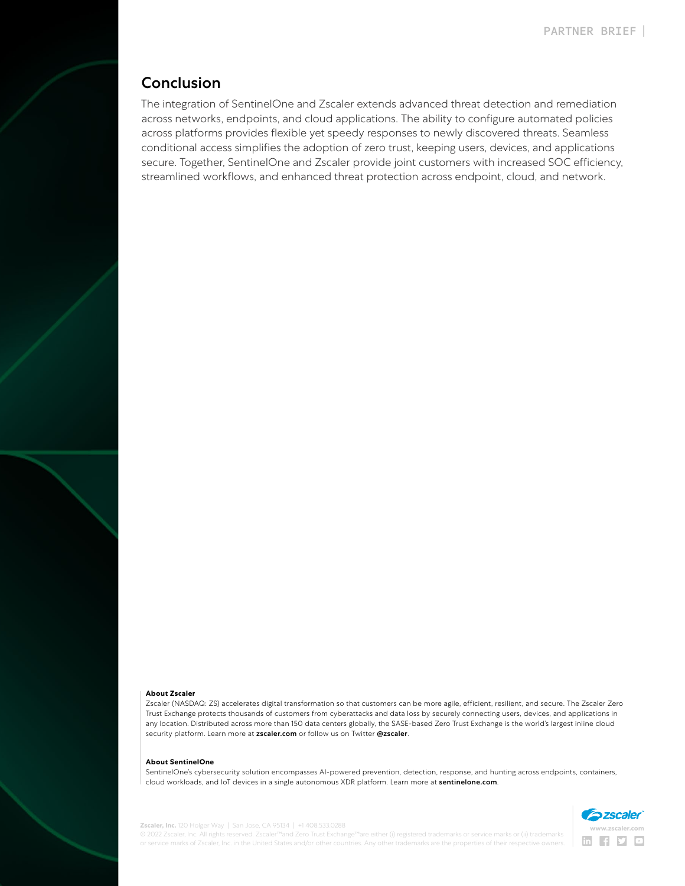## Conclusion

The integration of SentinelOne and Zscaler extends advanced threat detection and remediation across networks, endpoints, and cloud applications. The ability to configure automated policies across platforms provides flexible yet speedy responses to newly discovered threats. Seamless conditional access simplifies the adoption of zero trust, keeping users, devices, and applications secure. Together, SentinelOne and Zscaler provide joint customers with increased SOC efficiency, streamlined workflows, and enhanced threat protection across endpoint, cloud, and network.

**About Zscaler**

Zscaler (NASDAQ: ZS) accelerates digital transformation so that customers can be more agile, efficient, resilient, and secure. The Zscaler Zero Trust Exchange protects thousands of customers from cyberattacks and data loss by securely connecting users, devices, and applications in any location. Distributed across more than 150 data centers globally, the SASE-based Zero Trust Exchange is the world's largest inline cloud security platform. Learn more at **zscaler.com** or follow us on Twitter **@zscaler**.

**About SentinelOne**

SentinelOne's cybersecurity solution encompasses AI-powered prevention, detection, response, and hunting across endpoints, containers, cloud workloads, and IoT devices in a single autonomous XDR platform. Learn more at **sentinelone.com**.

**Zscaler, Inc.** 120 Holger Way | San Jose, CA 95134 | +1 408.533.0288

© 2022 Zscaler, Inc. All rights reserved. Zscaler™and Zero Trust Exchange™are either (i) registered trademarks or service marks or (ii) trademarks or service marks of Zscaler, Inc. in the United States and/or other countries. Any other trademarks are the properties of their respective owners.

www.zscaler.com